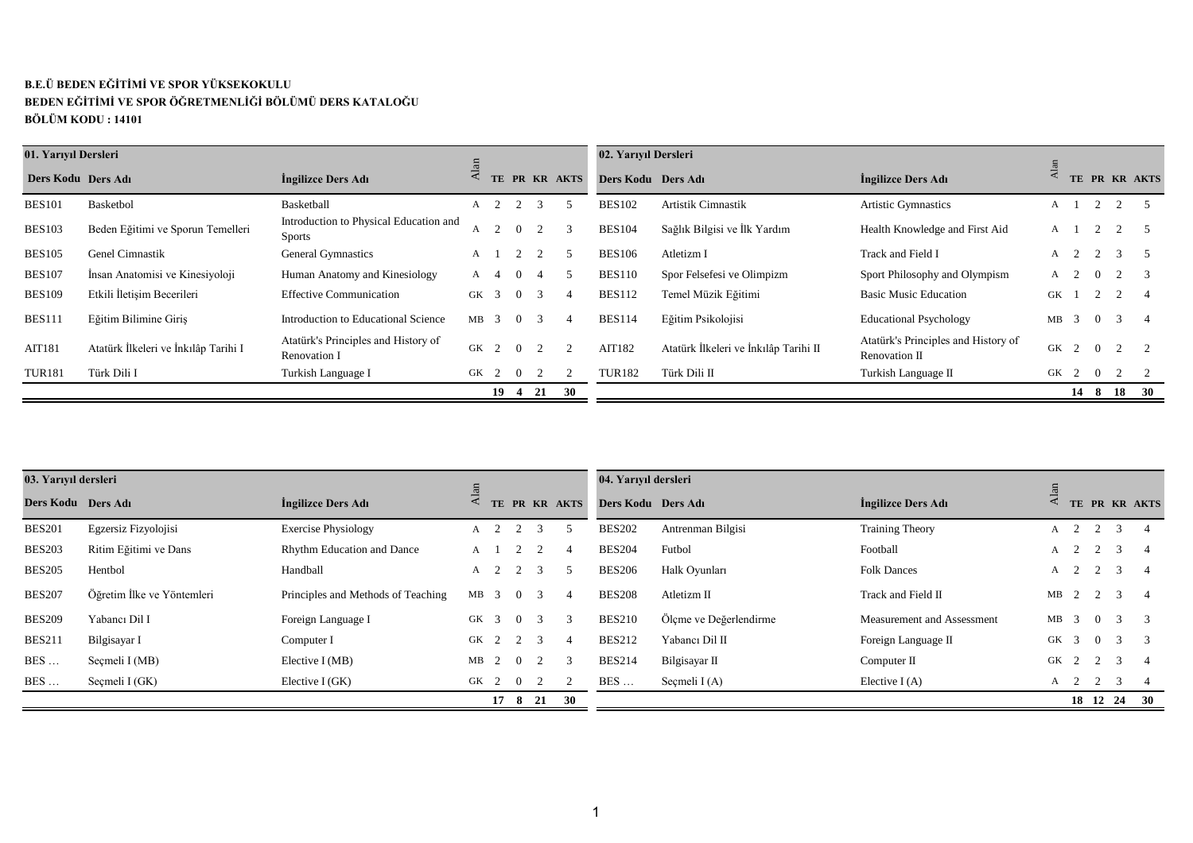**B.E.Ü BEDEN EĞİTİMİ VE SPOR YÜKSEKOKULU**

**BEDEN EĞİTİMİ VE SPOR ÖĞRETMENLİĞİ BÖLÜMÜ DERS KATALOĞU**

**BÖLÜM KODU : 14101**

| 01. Yarıyıl Dersleri | | | | | | | |
|---|---|---|---|---|---|---|---|
| Ders Kodu | Ders Adı | İngilizce Ders Adı | Alan | TE | PR | KR | AKTS |
| BES101 | Basketbol | Basketball | A | 2 | 2 | 3 | 5 |
| BES103 | Beden Eğitimi ve Sporun Temelleri | Introduction to Physical Education and Sports | A | 2 | 0 | 2 | 3 |
| BES105 | Genel Cimnastik | General Gymnastics | A | 1 | 2 | 2 | 5 |
| BES107 | İnsan Anatomisi ve Kinesiyoloji | Human Anatomy and Kinesiology | A | 4 | 0 | 4 | 5 |
| BES109 | Etkili İletişim Becerileri | Effective Communication | GK | 3 | 0 | 3 | 4 |
| BES111 | Eğitim Bilimine Giriş | Introduction to Educational Science | MB | 3 | 0 | 3 | 4 |
| AIT181 | Atatürk İlkeleri ve İnkılâp Tarihi I | Atatürk's Principles and History of Renovation I | GK | 2 | 0 | 2 | 2 |
| TUR181 | Türk Dili I | Turkish Language I | GK | 2 | 0 | 2 | 2 |
| | | | | 19 | 4 | 21 | 30 |

| 02. Yarıyıl Dersleri | | | | | | | |
|---|---|---|---|---|---|---|---|
| Ders Kodu | Ders Adı | İngilizce Ders Adı | Alan | TE | PR | KR | AKTS |
| BES102 | Artistik Cimnastik | Artistic Gymnastics | A | 1 | 2 | 2 | 5 |
| BES104 | Sağlık Bilgisi ve İlk Yardım | Health Knowledge and First Aid | A | 1 | 2 | 2 | 5 |
| BES106 | Atletizm I | Track and Field I | A | 2 | 2 | 3 | 5 |
| BES110 | Spor Felsefesi ve Olimpizm | Sport Philosophy and Olympism | A | 2 | 0 | 2 | 3 |
| BES112 | Temel Müzik Eğitimi | Basic Music Education | GK | 1 | 2 | 2 | 4 |
| BES114 | Eğitim Psikolojisi | Educational Psychology | MB | 3 | 0 | 3 | 4 |
| AIT182 | Atatürk İlkeleri ve İnkılâp Tarihi II | Atatürk's Principles and History of Renovation II | GK | 2 | 0 | 2 | 2 |
| TUR182 | Türk Dili II | Turkish Language II | GK | 2 | 0 | 2 | 2 |
| | | | | 14 | 8 | 18 | 30 |

| 03. Yarıyıl dersleri | | | | | | | |
|---|---|---|---|---|---|---|---|
| Ders Kodu | Ders Adı | İngilizce Ders Adı | Alan | TE | PR | KR | AKTS |
| BES201 | Egzersiz Fizyolojisi | Exercise Physiology | A | 2 | 2 | 3 | 5 |
| BES203 | Ritim Eğitimi ve Dans | Rhythm Education and Dance | A | 1 | 2 | 2 | 4 |
| BES205 | Hentbol | Handball | A | 2 | 2 | 3 | 5 |
| BES207 | Öğretim İlke ve Yöntemleri | Principles and Methods of Teaching | MB | 3 | 0 | 3 | 4 |
| BES209 | Yabancı Dil I | Foreign Language I | GK | 3 | 0 | 3 | 3 |
| BES211 | Bilgisayar I | Computer I | GK | 2 | 2 | 3 | 4 |
| BES … | Seçmeli I (MB) | Elective I (MB) | MB | 2 | 0 | 2 | 3 |
| BES … | Seçmeli I (GK) | Elective I (GK) | GK | 2 | 0 | 2 | 2 |
| | | | | 17 | 8 | 21 | 30 |

| 04. Yarıyıl dersleri | | | | | | | |
|---|---|---|---|---|---|---|---|
| Ders Kodu | Ders Adı | İngilizce Ders Adı | Alan | TE | PR | KR | AKTS |
| BES202 | Antrenman Bilgisi | Training Theory | A | 2 | 2 | 3 | 4 |
| BES204 | Futbol | Football | A | 2 | 2 | 3 | 4 |
| BES206 | Halk Oyunları | Folk Dances | A | 2 | 2 | 3 | 4 |
| BES208 | Atletizm II | Track and Field II | MB | 2 | 2 | 3 | 4 |
| BES210 | Ölçme ve Değerlendirme | Measurement and Assessment | MB | 3 | 0 | 3 | 3 |
| BES212 | Yabancı Dil II | Foreign Language II | GK | 3 | 0 | 3 | 3 |
| BES214 | Bilgisayar II | Computer II | GK | 2 | 2 | 3 | 4 |
| BES … | Seçmeli I (A) | Elective I (A) | A | 2 | 2 | 3 | 4 |
| | | | | 18 | 12 | 24 | 30 |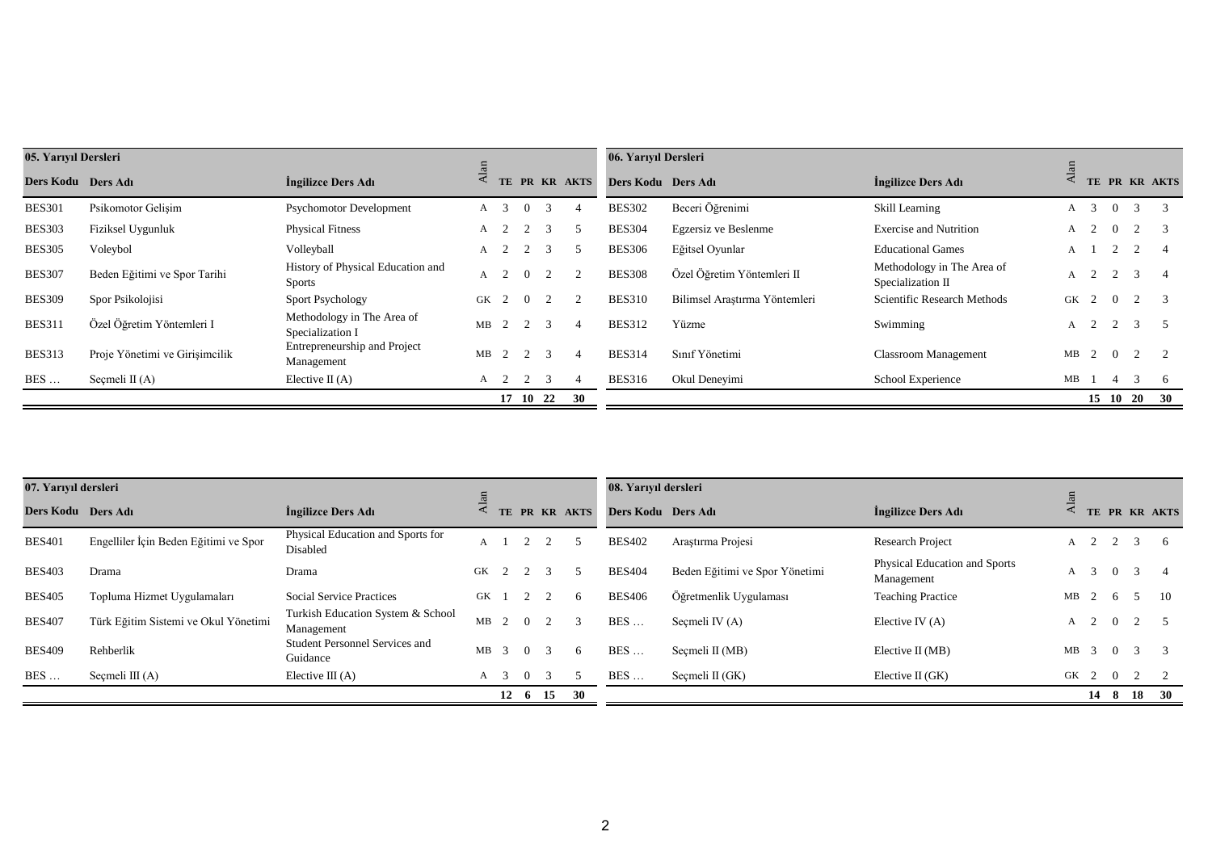**05. Yarıyıl Dersleri**

| Ders Kodu | Ders Adı | İngilizce Ders Adı | Alan | TE | PR | KR | AKTS |
|---|---|---|---|---|---|---|---|
| BES301 | Psikomotor Gelişim | Psychomotor Development | A | 3 | 0 | 3 | 4 |
| BES303 | Fiziksel Uygunluk | Physical Fitness | A | 2 | 2 | 3 | 5 |
| BES305 | Voleybol | Volleyball | A | 2 | 2 | 3 | 5 |
| BES307 | Beden Eğitimi ve Spor Tarihi | History of Physical Education and Sports | A | 2 | 0 | 2 | 2 |
| BES309 | Spor Psikolojisi | Sport Psychology | GK | 2 | 0 | 2 | 2 |
| BES311 | Özel Öğretim Yöntemleri I | Methodology in The Area of Specialization I | MB | 2 | 2 | 3 | 4 |
| BES313 | Proje Yönetimi ve Girişimcilik | Entrepreneurship and Project Management | MB | 2 | 2 | 3 | 4 |
| BES … | Seçmeli II (A) | Elective II (A) | A | 2 | 2 | 3 | 4 |
| | | | | **17** | **10** | **22** | **30** |

**06. Yarıyıl Dersleri**

| Ders Kodu | Ders Adı | İngilizce Ders Adı | Alan | TE | PR | KR | AKTS |
|---|---|---|---|---|---|---|---|
| BES302 | Beceri Öğrenimi | Skill Learning | A | 3 | 0 | 3 | 3 |
| BES304 | Egzersiz ve Beslenme | Exercise and Nutrition | A | 2 | 0 | 2 | 3 |
| BES306 | Eğitsel Oyunlar | Educational Games | A | 1 | 2 | 2 | 4 |
| BES308 | Özel Öğretim Yöntemleri II | Methodology in The Area of Specialization II | A | 2 | 2 | 3 | 4 |
| BES310 | Bilimsel Araştırma Yöntemleri | Scientific Research Methods | GK | 2 | 0 | 2 | 3 |
| BES312 | Yüzme | Swimming | A | 2 | 2 | 3 | 5 |
| BES314 | Sınıf Yönetimi | Classroom Management | MB | 2 | 0 | 2 | 2 |
| BES316 | Okul Deneyimi | School Experience | MB | 1 | 4 | 3 | 6 |
| | | | | **15** | **10** | **20** | **30** |

**07. Yarıyıl dersleri**

| Ders Kodu | Ders Adı | İngilizce Ders Adı | Alan | TE | PR | KR | AKTS |
|---|---|---|---|---|---|---|---|
| BES401 | Engelliler İçin Beden Eğitimi ve Spor | Physical Education and Sports for Disabled | A | 1 | 2 | 2 | 5 |
| BES403 | Drama | Drama | GK | 2 | 2 | 3 | 5 |
| BES405 | Topluma Hizmet Uygulamaları | Social Service Practices | GK | 1 | 2 | 2 | 6 |
| BES407 | Türk Eğitim Sistemi ve Okul Yönetimi | Turkish Education System & School Management | MB | 2 | 0 | 2 | 3 |
| BES409 | Rehberlik | Student Personnel Services and Guidance | MB | 3 | 0 | 3 | 6 |
| BES … | Seçmeli III (A) | Elective III (A) | A | 3 | 0 | 3 | 5 |
| | | | | **12** | **6** | **15** | **30** |

**08. Yarıyıl dersleri**

| Ders Kodu | Ders Adı | İngilizce Ders Adı | Alan | TE | PR | KR | AKTS |
|---|---|---|---|---|---|---|---|
| BES402 | Araştırma Projesi | Research Project | A | 2 | 2 | 3 | 6 |
| BES404 | Beden Eğitimi ve Spor Yönetimi | Physical Education and Sports Management | A | 3 | 0 | 3 | 4 |
| BES406 | Öğretmenlik Uygulaması | Teaching Practice | MB | 2 | 6 | 5 | 10 |
| BES … | Seçmeli IV (A) | Elective IV (A) | A | 2 | 0 | 2 | 5 |
| BES … | Seçmeli II (MB) | Elective II (MB) | MB | 3 | 0 | 3 | 3 |
| BES … | Seçmeli II (GK) | Elective II (GK) | GK | 2 | 0 | 2 | 2 |
| | | | | **14** | **8** | **18** | **30** |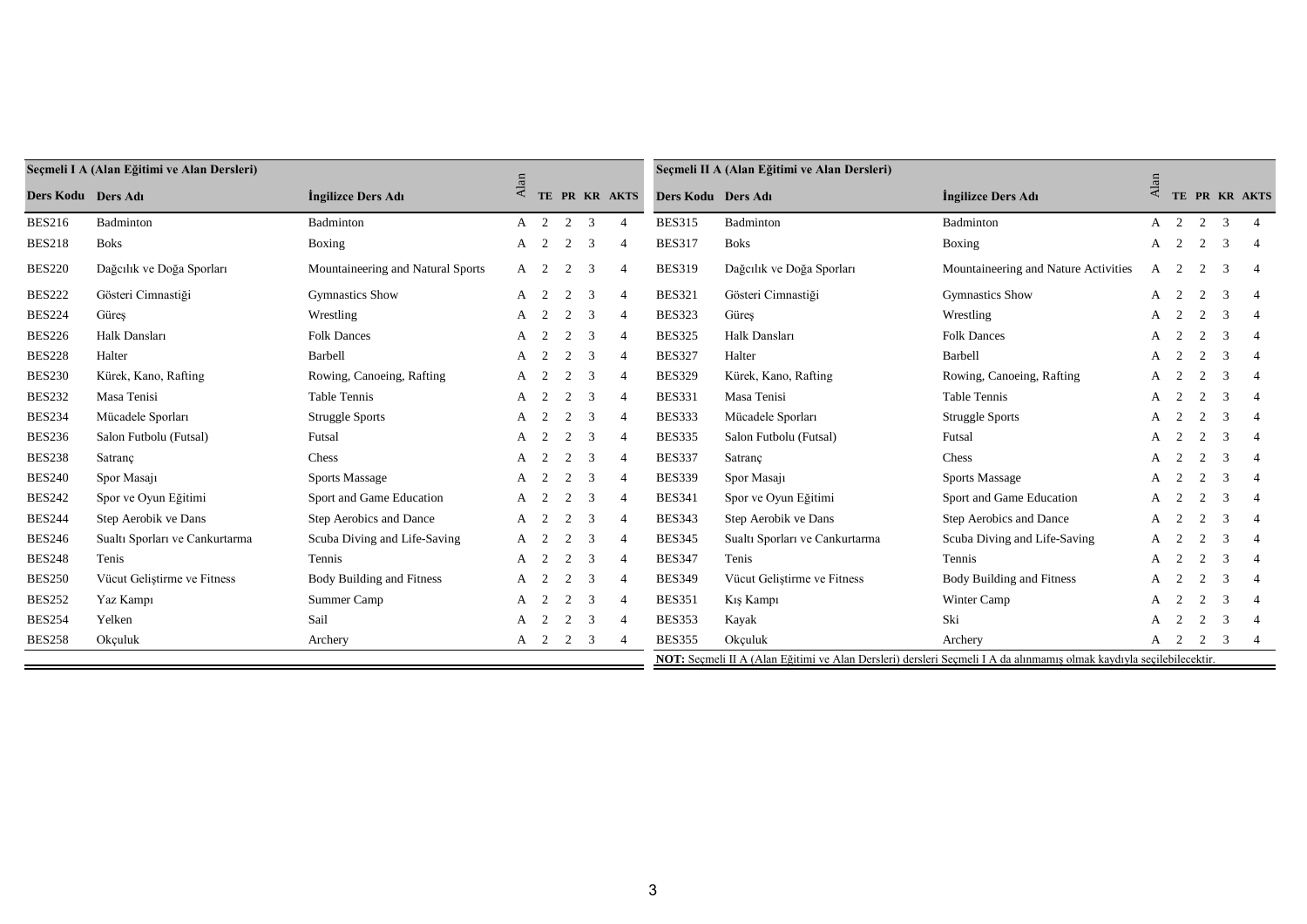| Seçmeli I A (Alan Eğitimi ve Alan Dersleri) | | | | | | | |
|---|---|---|---|---|---|---|---|
| Ders Kodu | Ders Adı | İngilizce Ders Adı | Alan | TE | PR | KR | AKTS |
| BES216 | Badminton | Badminton | A | 2 | 2 | 3 | 4 |
| BES218 | Boks | Boxing | A | 2 | 2 | 3 | 4 |
| BES220 | Dağcılık ve Doğa Sporları | Mountaineering and Natural Sports | A | 2 | 2 | 3 | 4 |
| BES222 | Gösteri Cimnastiği | Gymnastics Show | A | 2 | 2 | 3 | 4 |
| BES224 | Güreş | Wrestling | A | 2 | 2 | 3 | 4 |
| BES226 | Halk Dansları | Folk Dances | A | 2 | 2 | 3 | 4 |
| BES228 | Halter | Barbell | A | 2 | 2 | 3 | 4 |
| BES230 | Kürek, Kano, Rafting | Rowing, Canoeing, Rafting | A | 2 | 2 | 3 | 4 |
| BES232 | Masa Tenisi | Table Tennis | A | 2 | 2 | 3 | 4 |
| BES234 | Mücadele Sporları | Struggle Sports | A | 2 | 2 | 3 | 4 |
| BES236 | Salon Futbolu (Futsal) | Futsal | A | 2 | 2 | 3 | 4 |
| BES238 | Satranç | Chess | A | 2 | 2 | 3 | 4 |
| BES240 | Spor Masajı | Sports Massage | A | 2 | 2 | 3 | 4 |
| BES242 | Spor ve Oyun Eğitimi | Sport and Game Education | A | 2 | 2 | 3 | 4 |
| BES244 | Step Aerobik ve Dans | Step Aerobics and Dance | A | 2 | 2 | 3 | 4 |
| BES246 | Sualtı Sporları ve Cankurtarma | Scuba Diving and Life-Saving | A | 2 | 2 | 3 | 4 |
| BES248 | Tenis | Tennis | A | 2 | 2 | 3 | 4 |
| BES250 | Vücut Geliştirme ve Fitness | Body Building and Fitness | A | 2 | 2 | 3 | 4 |
| BES252 | Yaz Kampı | Summer Camp | A | 2 | 2 | 3 | 4 |
| BES254 | Yelken | Sail | A | 2 | 2 | 3 | 4 |
| BES258 | Okçuluk | Archery | A | 2 | 2 | 3 | 4 |

| Seçmeli II A (Alan Eğitimi ve Alan Dersleri) | | | | | | | |
|---|---|---|---|---|---|---|---|
| Ders Kodu | Ders Adı | İngilizce Ders Adı | Alan | TE | PR | KR | AKTS |
| BES315 | Badminton | Badminton | A | 2 | 2 | 3 | 4 |
| BES317 | Boks | Boxing | A | 2 | 2 | 3 | 4 |
| BES319 | Dağcılık ve Doğa Sporları | Mountaineering and Nature Activities | A | 2 | 2 | 3 | 4 |
| BES321 | Gösteri Cimnastiği | Gymnastics Show | A | 2 | 2 | 3 | 4 |
| BES323 | Güreş | Wrestling | A | 2 | 2 | 3 | 4 |
| BES325 | Halk Dansları | Folk Dances | A | 2 | 2 | 3 | 4 |
| BES327 | Halter | Barbell | A | 2 | 2 | 3 | 4 |
| BES329 | Kürek, Kano, Rafting | Rowing, Canoeing, Rafting | A | 2 | 2 | 3 | 4 |
| BES331 | Masa Tenisi | Table Tennis | A | 2 | 2 | 3 | 4 |
| BES333 | Mücadele Sporları | Struggle Sports | A | 2 | 2 | 3 | 4 |
| BES335 | Salon Futbolu (Futsal) | Futsal | A | 2 | 2 | 3 | 4 |
| BES337 | Satranç | Chess | A | 2 | 2 | 3 | 4 |
| BES339 | Spor Masajı | Sports Massage | A | 2 | 2 | 3 | 4 |
| BES341 | Spor ve Oyun Eğitimi | Sport and Game Education | A | 2 | 2 | 3 | 4 |
| BES343 | Step Aerobik ve Dans | Step Aerobics and Dance | A | 2 | 2 | 3 | 4 |
| BES345 | Sualtı Sporları ve Cankurtarma | Scuba Diving and Life-Saving | A | 2 | 2 | 3 | 4 |
| BES347 | Tenis | Tennis | A | 2 | 2 | 3 | 4 |
| BES349 | Vücut Geliştirme ve Fitness | Body Building and Fitness | A | 2 | 2 | 3 | 4 |
| BES351 | Kış Kampı | Winter Camp | A | 2 | 2 | 3 | 4 |
| BES353 | Kayak | Ski | A | 2 | 2 | 3 | 4 |
| BES355 | Okçuluk | Archery | A | 2 | 2 | 3 | 4 |

**NOT:** Seçmeli II A (Alan Eğitimi ve Alan Dersleri) dersleri Seçmeli I A da alınmamış olmak kaydıyla seçilebilecektir.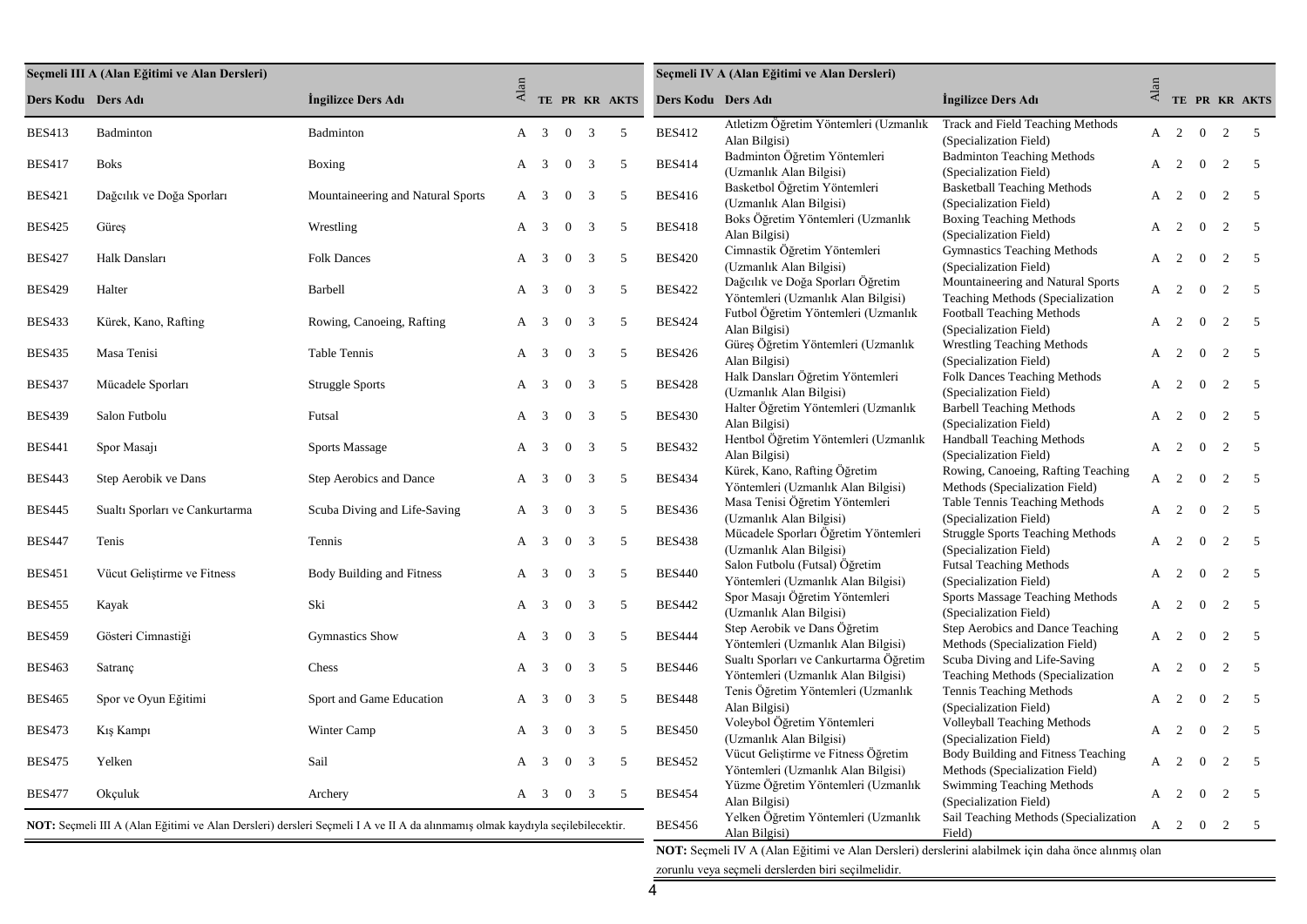## Seçmeli III A (Alan Eğitimi ve Alan Dersleri)

| Ders Kodu | Ders Adı | İngilizce Ders Adı | Alan | TE | PR | KR | AKTS |
|---|---|---|---|---|---|---|---|
| BES413 | Badminton | Badminton | A | 3 | 0 | 3 | 5 |
| BES417 | Boks | Boxing | A | 3 | 0 | 3 | 5 |
| BES421 | Dağcılık ve Doğa Sporları | Mountaineering and Natural Sports | A | 3 | 0 | 3 | 5 |
| BES425 | Güreş | Wrestling | A | 3 | 0 | 3 | 5 |
| BES427 | Halk Dansları | Folk Dances | A | 3 | 0 | 3 | 5 |
| BES429 | Halter | Barbell | A | 3 | 0 | 3 | 5 |
| BES433 | Kürek, Kano, Rafting | Rowing, Canoeing, Rafting | A | 3 | 0 | 3 | 5 |
| BES435 | Masa Tenisi | Table Tennis | A | 3 | 0 | 3 | 5 |
| BES437 | Mücadele Sporları | Struggle Sports | A | 3 | 0 | 3 | 5 |
| BES439 | Salon Futbolu | Futsal | A | 3 | 0 | 3 | 5 |
| BES441 | Spor Masajı | Sports Massage | A | 3 | 0 | 3 | 5 |
| BES443 | Step Aerobik ve Dans | Step Aerobics and Dance | A | 3 | 0 | 3 | 5 |
| BES445 | Sualtı Sporları ve Cankurtarma | Scuba Diving and Life-Saving | A | 3 | 0 | 3 | 5 |
| BES447 | Tenis | Tennis | A | 3 | 0 | 3 | 5 |
| BES451 | Vücut Geliştirme ve Fitness | Body Building and Fitness | A | 3 | 0 | 3 | 5 |
| BES455 | Kayak | Ski | A | 3 | 0 | 3 | 5 |
| BES459 | Gösteri Cimnastiği | Gymnastics Show | A | 3 | 0 | 3 | 5 |
| BES463 | Satranç | Chess | A | 3 | 0 | 3 | 5 |
| BES465 | Spor ve Oyun Eğitimi | Sport and Game Education | A | 3 | 0 | 3 | 5 |
| BES473 | Kış Kampı | Winter Camp | A | 3 | 0 | 3 | 5 |
| BES475 | Yelken | Sail | A | 3 | 0 | 3 | 5 |
| BES477 | Okçuluk | Archery | A | 3 | 0 | 3 | 5 |

**NOT:** Seçmeli III A (Alan Eğitimi ve Alan Dersleri) dersleri Seçmeli I A ve II A da alınmamış olmak kaydıyla seçilebilecektir.

## Seçmeli IV A (Alan Eğitimi ve Alan Dersleri)

| Ders Kodu | Ders Adı | İngilizce Ders Adı | Alan | TE | PR | KR | AKTS |
|---|---|---|---|---|---|---|---|
| BES412 | Atletizm Öğretim Yöntemleri (Uzmanlık Alan Bilgisi) | Track and Field Teaching Methods (Specialization Field) | A | 2 | 0 | 2 | 5 |
| BES414 | Badminton Öğretim Yöntemleri (Uzmanlık Alan Bilgisi) | Badminton Teaching Methods (Specialization Field) | A | 2 | 0 | 2 | 5 |
| BES416 | Basketbol Öğretim Yöntemleri (Uzmanlık Alan Bilgisi) | Basketball Teaching Methods (Specialization Field) | A | 2 | 0 | 2 | 5 |
| BES418 | Boks Öğretim Yöntemleri (Uzmanlık Alan Bilgisi) | Boxing Teaching Methods (Specialization Field) | A | 2 | 0 | 2 | 5 |
| BES420 | Cimnastik Öğretim Yöntemleri (Uzmanlık Alan Bilgisi) | Gymnastics Teaching Methods (Specialization Field) | A | 2 | 0 | 2 | 5 |
| BES422 | Dağcılık ve Doğa Sporları Öğretim Yöntemleri (Uzmanlık Alan Bilgisi) | Mountaineering and Natural Sports Teaching Methods (Specialization | A | 2 | 0 | 2 | 5 |
| BES424 | Futbol Öğretim Yöntemleri (Uzmanlık Alan Bilgisi) | Football Teaching Methods (Specialization Field) | A | 2 | 0 | 2 | 5 |
| BES426 | Güreş Öğretim Yöntemleri (Uzmanlık Alan Bilgisi) | Wrestling Teaching Methods (Specialization Field) | A | 2 | 0 | 2 | 5 |
| BES428 | Halk Dansları Öğretim Yöntemleri (Uzmanlık Alan Bilgisi) | Folk Dances Teaching Methods (Specialization Field) | A | 2 | 0 | 2 | 5 |
| BES430 | Halter Öğretim Yöntemleri (Uzmanlık Alan Bilgisi) | Barbell Teaching Methods (Specialization Field) | A | 2 | 0 | 2 | 5 |
| BES432 | Hentbol Öğretim Yöntemleri (Uzmanlık Alan Bilgisi) | Handball Teaching Methods (Specialization Field) | A | 2 | 0 | 2 | 5 |
| BES434 | Kürek, Kano, Rafting Öğretim Yöntemleri (Uzmanlık Alan Bilgisi) | Rowing, Canoeing, Rafting Teaching Methods (Specialization Field) | A | 2 | 0 | 2 | 5 |
| BES436 | Masa Tenisi Öğretim Yöntemleri (Uzmanlık Alan Bilgisi) | Table Tennis Teaching Methods (Specialization Field) | A | 2 | 0 | 2 | 5 |
| BES438 | Mücadele Sporları Öğretim Yöntemleri (Uzmanlık Alan Bilgisi) | Struggle Sports Teaching Methods (Specialization Field) | A | 2 | 0 | 2 | 5 |
| BES440 | Salon Futbolu (Futsal) Öğretim Yöntemleri (Uzmanlık Alan Bilgisi) | Futsal Teaching Methods (Specialization Field) | A | 2 | 0 | 2 | 5 |
| BES442 | Spor Masajı Öğretim Yöntemleri (Uzmanlık Alan Bilgisi) | Sports Massage Teaching Methods (Specialization Field) | A | 2 | 0 | 2 | 5 |
| BES444 | Step Aerobik ve Dans Öğretim Yöntemleri (Uzmanlık Alan Bilgisi) | Step Aerobics and Dance Teaching Methods (Specialization Field) | A | 2 | 0 | 2 | 5 |
| BES446 | Sualtı Sporları ve Cankurtarma Öğretim Yöntemleri (Uzmanlık Alan Bilgisi) | Scuba Diving and Life-Saving Teaching Methods (Specialization | A | 2 | 0 | 2 | 5 |
| BES448 | Tenis Öğretim Yöntemleri (Uzmanlık Alan Bilgisi) | Tennis Teaching Methods (Specialization Field) | A | 2 | 0 | 2 | 5 |
| BES450 | Voleybol Öğretim Yöntemleri (Uzmanlık Alan Bilgisi) | Volleyball Teaching Methods (Specialization Field) | A | 2 | 0 | 2 | 5 |
| BES452 | Vücut Geliştirme ve Fitness Öğretim Yöntemleri (Uzmanlık Alan Bilgisi) | Body Building and Fitness Teaching Methods (Specialization Field) | A | 2 | 0 | 2 | 5 |
| BES454 | Yüzme Öğretim Yöntemleri (Uzmanlık Alan Bilgisi) | Swimming Teaching Methods (Specialization Field) | A | 2 | 0 | 2 | 5 |
| BES456 | Yelken Öğretim Yöntemleri (Uzmanlık Alan Bilgisi) | Sail Teaching Methods (Specialization Field) | A | 2 | 0 | 2 | 5 |

**NOT:** Seçmeli IV A (Alan Eğitimi ve Alan Dersleri) derslerini alabilmek için daha önce alınmış olan zorunlu veya seçmeli derslerden biri seçilmelidir.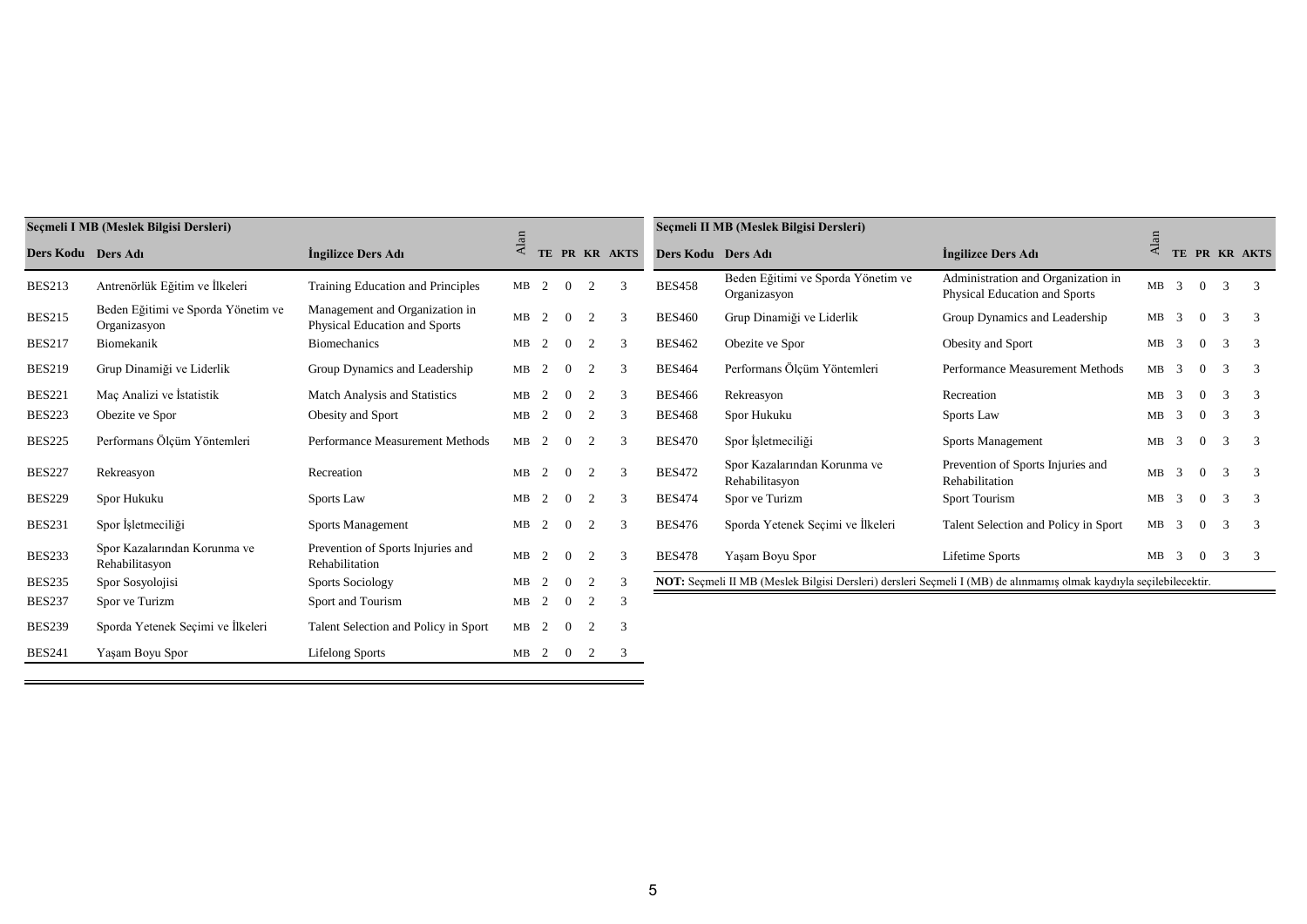**Seçmeli I MB (Meslek Bilgisi Dersleri)**

| Ders Kodu | Ders Adı | İngilizce Ders Adı | Alan | TE | PR | KR | AKTS |
|---|---|---|---|---|---|---|---|
| BES213 | Antrenörlük Eğitim ve İlkeleri | Training Education and Principles | MB | 2 | 0 | 2 | 3 |
| BES215 | Beden Eğitimi ve Sporda Yönetim ve Organizasyon | Management and Organization in Physical Education and Sports | MB | 2 | 0 | 2 | 3 |
| BES217 | Biomekanik | Biomechanics | MB | 2 | 0 | 2 | 3 |
| BES219 | Grup Dinamiği ve Liderlik | Group Dynamics and Leadership | MB | 2 | 0 | 2 | 3 |
| BES221 | Maç Analizi ve İstatistik | Match Analysis and Statistics | MB | 2 | 0 | 2 | 3 |
| BES223 | Obezite ve Spor | Obesity and Sport | MB | 2 | 0 | 2 | 3 |
| BES225 | Performans Ölçüm Yöntemleri | Performance Measurement Methods | MB | 2 | 0 | 2 | 3 |
| BES227 | Rekreasyon | Recreation | MB | 2 | 0 | 2 | 3 |
| BES229 | Spor Hukuku | Sports Law | MB | 2 | 0 | 2 | 3 |
| BES231 | Spor İşletmeciliği | Sports Management | MB | 2 | 0 | 2 | 3 |
| BES233 | Spor Kazalarından Korunma ve Rehabilitasyon | Prevention of Sports Injuries and Rehabilitation | MB | 2 | 0 | 2 | 3 |
| BES235 | Spor Sosyolojisi | Sports Sociology | MB | 2 | 0 | 2 | 3 |
| BES237 | Spor ve Turizm | Sport and Tourism | MB | 2 | 0 | 2 | 3 |
| BES239 | Sporda Yetenek Seçimi ve İlkeleri | Talent Selection and Policy in Sport | MB | 2 | 0 | 2 | 3 |
| BES241 | Yaşam Boyu Spor | Lifelong Sports | MB | 2 | 0 | 2 | 3 |

**Seçmeli II MB (Meslek Bilgisi Dersleri)**

| Ders Kodu | Ders Adı | İngilizce Ders Adı | Alan | TE | PR | KR | AKTS |
|---|---|---|---|---|---|---|---|
| BES458 | Beden Eğitimi ve Sporda Yönetim ve Organizasyon | Administration and Organization in Physical Education and Sports | MB | 3 | 0 | 3 | 3 |
| BES460 | Grup Dinamiği ve Liderlik | Group Dynamics and Leadership | MB | 3 | 0 | 3 | 3 |
| BES462 | Obezite ve Spor | Obesity and Sport | MB | 3 | 0 | 3 | 3 |
| BES464 | Performans Ölçüm Yöntemleri | Performance Measurement Methods | MB | 3 | 0 | 3 | 3 |
| BES466 | Rekreasyon | Recreation | MB | 3 | 0 | 3 | 3 |
| BES468 | Spor Hukuku | Sports Law | MB | 3 | 0 | 3 | 3 |
| BES470 | Spor İşletmeciliği | Sports Management | MB | 3 | 0 | 3 | 3 |
| BES472 | Spor Kazalarından Korunma ve Rehabilitasyon | Prevention of Sports Injuries and Rehabilitation | MB | 3 | 0 | 3 | 3 |
| BES474 | Spor ve Turizm | Sport Tourism | MB | 3 | 0 | 3 | 3 |
| BES476 | Sporda Yetenek Seçimi ve İlkeleri | Talent Selection and Policy in Sport | MB | 3 | 0 | 3 | 3 |
| BES478 | Yaşam Boyu Spor | Lifetime Sports | MB | 3 | 0 | 3 | 3 |

**NOT:** Seçmeli II MB (Meslek Bilgisi Dersleri) dersleri Seçmeli I (MB) de alınmamış olmak kaydıyla seçilebilecektir.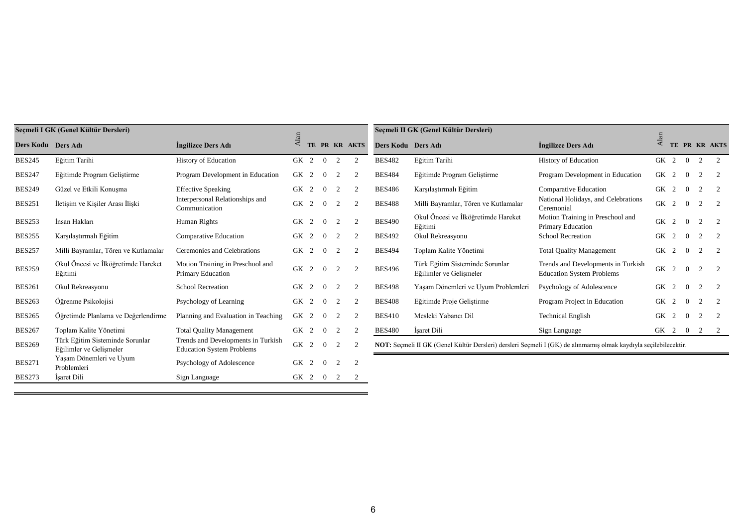| Seçmeli I GK (Genel Kültür Dersleri) | | | | | | | |
|---|---|---|---|---|---|---|---|
| **Ders Kodu** | **Ders Adı** | **İngilizce Ders Adı** | **Alan** | **TE** | **PR** | **KR** | **AKTS** |
| BES245 | Eğitim Tarihi | History of Education | GK | 2 | 0 | 2 | 2 |
| BES247 | Eğitimde Program Geliştirme | Program Development in Education | GK | 2 | 0 | 2 | 2 |
| BES249 | Güzel ve Etkili Konuşma | Effective Speaking | GK | 2 | 0 | 2 | 2 |
| BES251 | İletişim ve Kişiler Arası İlişki | Interpersonal Relationships and Communication | GK | 2 | 0 | 2 | 2 |
| BES253 | İnsan Hakları | Human Rights | GK | 2 | 0 | 2 | 2 |
| BES255 | Karşılaştırmalı Eğitim | Comparative Education | GK | 2 | 0 | 2 | 2 |
| BES257 | Milli Bayramlar, Tören ve Kutlamalar | Ceremonies and Celebrations | GK | 2 | 0 | 2 | 2 |
| BES259 | Okul Öncesi ve İlköğretimde Hareket Eğitimi | Motion Training in Preschool and Primary Education | GK | 2 | 0 | 2 | 2 |
| BES261 | Okul Rekreasyonu | School Recreation | GK | 2 | 0 | 2 | 2 |
| BES263 | Öğrenme Psikolojisi | Psychology of Learning | GK | 2 | 0 | 2 | 2 |
| BES265 | Öğretimde Planlama ve Değerlendirme | Planning and Evaluation in Teaching | GK | 2 | 0 | 2 | 2 |
| BES267 | Toplam Kalite Yönetimi | Total Quality Management | GK | 2 | 0 | 2 | 2 |
| BES269 | Türk Eğitim Sisteminde Sorunlar Eğilimler ve Gelişmeler | Trends and Developments in Turkish Education System Problems | GK | 2 | 0 | 2 | 2 |
| BES271 | Yaşam Dönemleri ve Uyum Problemleri | Psychology of Adolescence | GK | 2 | 0 | 2 | 2 |
| BES273 | İşaret Dili | Sign Language | GK | 2 | 0 | 2 | 2 |

| Seçmeli II GK (Genel Kültür Dersleri) | | | | | | | |
|---|---|---|---|---|---|---|---|
| **Ders Kodu** | **Ders Adı** | **İngilizce Ders Adı** | **Alan** | **TE** | **PR** | **KR** | **AKTS** |
| BES482 | Eğitim Tarihi | History of Education | GK | 2 | 0 | 2 | 2 |
| BES484 | Eğitimde Program Geliştirme | Program Development in Education | GK | 2 | 0 | 2 | 2 |
| BES486 | Karşılaştırmalı Eğitim | Comparative Education | GK | 2 | 0 | 2 | 2 |
| BES488 | Milli Bayramlar, Tören ve Kutlamalar | National Holidays, and Celebrations Ceremonial | GK | 2 | 0 | 2 | 2 |
| BES490 | Okul Öncesi ve İlköğretimde Hareket Eğitimi | Motion Training in Preschool and Primary Education | GK | 2 | 0 | 2 | 2 |
| BES492 | Okul Rekreasyonu | School Recreation | GK | 2 | 0 | 2 | 2 |
| BES494 | Toplam Kalite Yönetimi | Total Quality Management | GK | 2 | 0 | 2 | 2 |
| BES496 | Türk Eğitim Sisteminde Sorunlar Eğilimler ve Gelişmeler | Trends and Developments in Turkish Education System Problems | GK | 2 | 0 | 2 | 2 |
| BES498 | Yaşam Dönemleri ve Uyum Problemleri | Psychology of Adolescence | GK | 2 | 0 | 2 | 2 |
| BES408 | Eğitimde Proje Geliştirme | Program Project in Education | GK | 2 | 0 | 2 | 2 |
| BES410 | Mesleki Yabancı Dil | Technical English | GK | 2 | 0 | 2 | 2 |
| BES480 | İşaret Dili | Sign Language | GK | 2 | 0 | 2 | 2 |

**NOT:** Seçmeli II GK (Genel Kültür Dersleri) dersleri Seçmeli I (GK) de alınmamış olmak kaydıyla seçilebilecektir.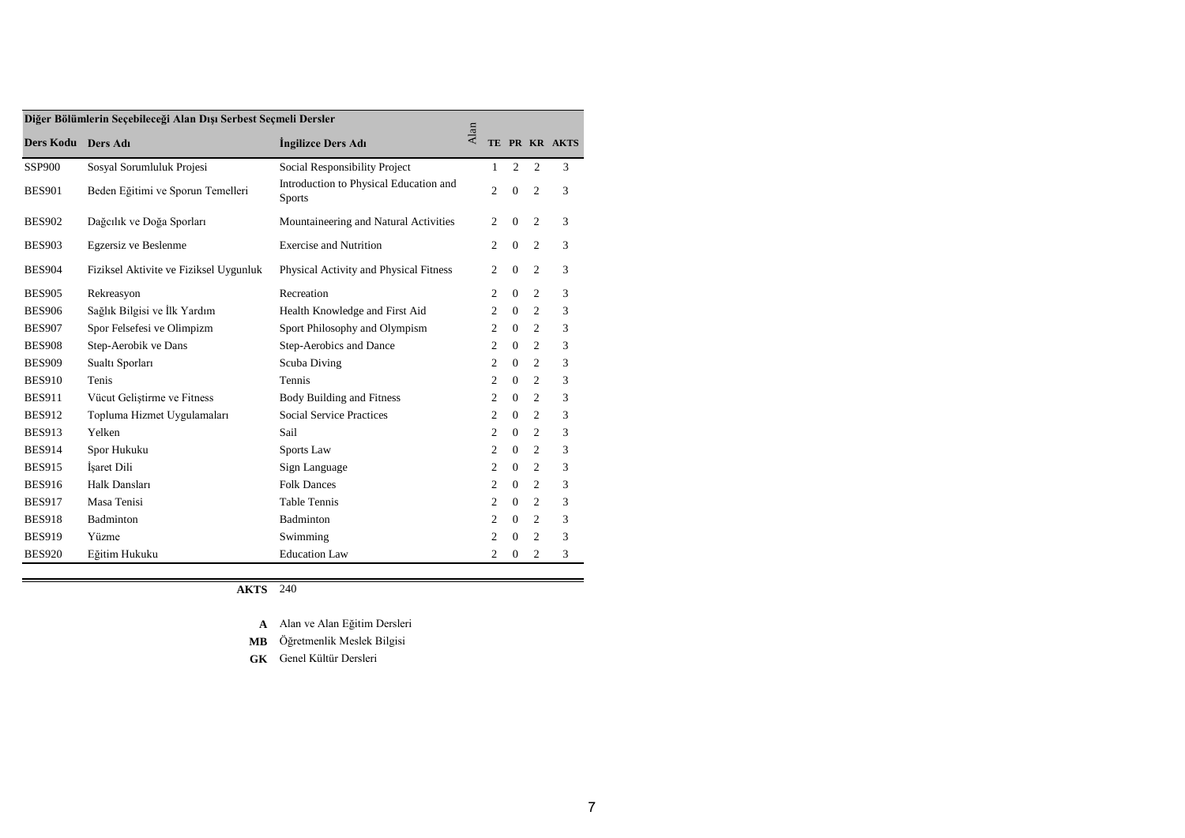| Diğer Bölümlerin Seçebileceği Alan Dışı Serbest Seçmeli Dersler | | | | | | | |
|---|---|---|---|---|---|---|---|
| **Ders Kodu** | **Ders Adı** | **İngilizce Ders Adı** | **Alan** | **TE** | **PR** | **KR** | **AKTS** |
| SSP900 | Sosyal Sorumluluk Projesi | Social Responsibility Project | | 1 | 2 | 2 | 3 |
| BES901 | Beden Eğitimi ve Sporun Temelleri | Introduction to Physical Education and Sports | | 2 | 0 | 2 | 3 |
| BES902 | Dağcılık ve Doğa Sporları | Mountaineering and Natural Activities | | 2 | 0 | 2 | 3 |
| BES903 | Egzersiz ve Beslenme | Exercise and Nutrition | | 2 | 0 | 2 | 3 |
| BES904 | Fiziksel Aktivite ve Fiziksel Uygunluk | Physical Activity and Physical Fitness | | 2 | 0 | 2 | 3 |
| BES905 | Rekreasyon | Recreation | | 2 | 0 | 2 | 3 |
| BES906 | Sağlık Bilgisi ve İlk Yardım | Health Knowledge and First Aid | | 2 | 0 | 2 | 3 |
| BES907 | Spor Felsefesi ve Olimpizm | Sport Philosophy and Olympism | | 2 | 0 | 2 | 3 |
| BES908 | Step-Aerobik ve Dans | Step-Aerobics and Dance | | 2 | 0 | 2 | 3 |
| BES909 | Sualtı Sporları | Scuba Diving | | 2 | 0 | 2 | 3 |
| BES910 | Tenis | Tennis | | 2 | 0 | 2 | 3 |
| BES911 | Vücut Geliştirme ve Fitness | Body Building and Fitness | | 2 | 0 | 2 | 3 |
| BES912 | Topluma Hizmet Uygulamaları | Social Service Practices | | 2 | 0 | 2 | 3 |
| BES913 | Yelken | Sail | | 2 | 0 | 2 | 3 |
| BES914 | Spor Hukuku | Sports Law | | 2 | 0 | 2 | 3 |
| BES915 | İşaret Dili | Sign Language | | 2 | 0 | 2 | 3 |
| BES916 | Halk Dansları | Folk Dances | | 2 | 0 | 2 | 3 |
| BES917 | Masa Tenisi | Table Tennis | | 2 | 0 | 2 | 3 |
| BES918 | Badminton | Badminton | | 2 | 0 | 2 | 3 |
| BES919 | Yüzme | Swimming | | 2 | 0 | 2 | 3 |
| BES920 | Eğitim Hukuku | Education Law | | 2 | 0 | 2 | 3 |

**AKTS** 240

**A** Alan ve Alan Eğitim Dersleri

**MB** Öğretmenlik Meslek Bilgisi

**GK** Genel Kültür Dersleri